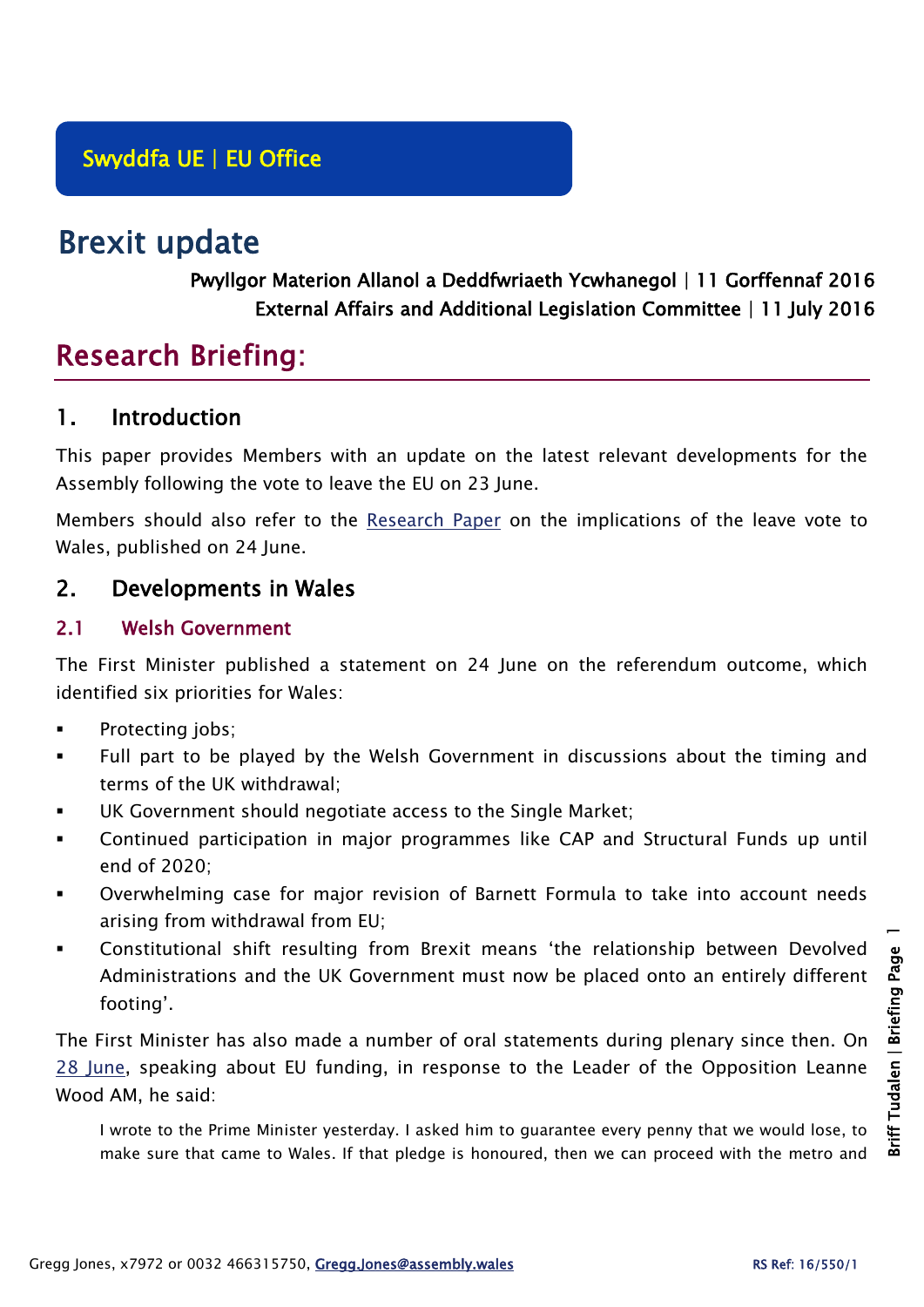Swyddfa UE | EU Office

# Brexit update

Pwyllgor Materion Allanol a Deddfwriaeth Ycwhanegol | 11 Gorffennaf 2016
External Affairs and Additional Legislation Committee | 11 July 2016

# Research Briefing:

## 1. Introduction

This paper provides Members with an update on the latest relevant developments for the Assembly following the vote to leave the EU on 23 June.

Members should also refer to the Research Paper on the implications of the leave vote to Wales, published on 24 June.

## 2. Developments in Wales

### 2.1 Welsh Government

The First Minister published a statement on 24 June on the referendum outcome, which identified six priorities for Wales:

- Protecting jobs;
- Full part to be played by the Welsh Government in discussions about the timing and terms of the UK withdrawal;
- UK Government should negotiate access to the Single Market;
- Continued participation in major programmes like CAP and Structural Funds up until end of 2020;
- Overwhelming case for major revision of Barnett Formula to take into account needs arising from withdrawal from EU;
- Constitutional shift resulting from Brexit means 'the relationship between Devolved Administrations and the UK Government must now be placed onto an entirely different footing'.

The First Minister has also made a number of oral statements during plenary since then. On 28 June, speaking about EU funding, in response to the Leader of the Opposition Leanne Wood AM, he said:

> I wrote to the Prime Minister yesterday. I asked him to guarantee every penny that we would lose, to make sure that came to Wales. If that pledge is honoured, then we can proceed with the metro and

Gregg Jones, x7972 or 0032 466315750, Gregg.Jones@assembly.wales

RS Ref: 16/550/1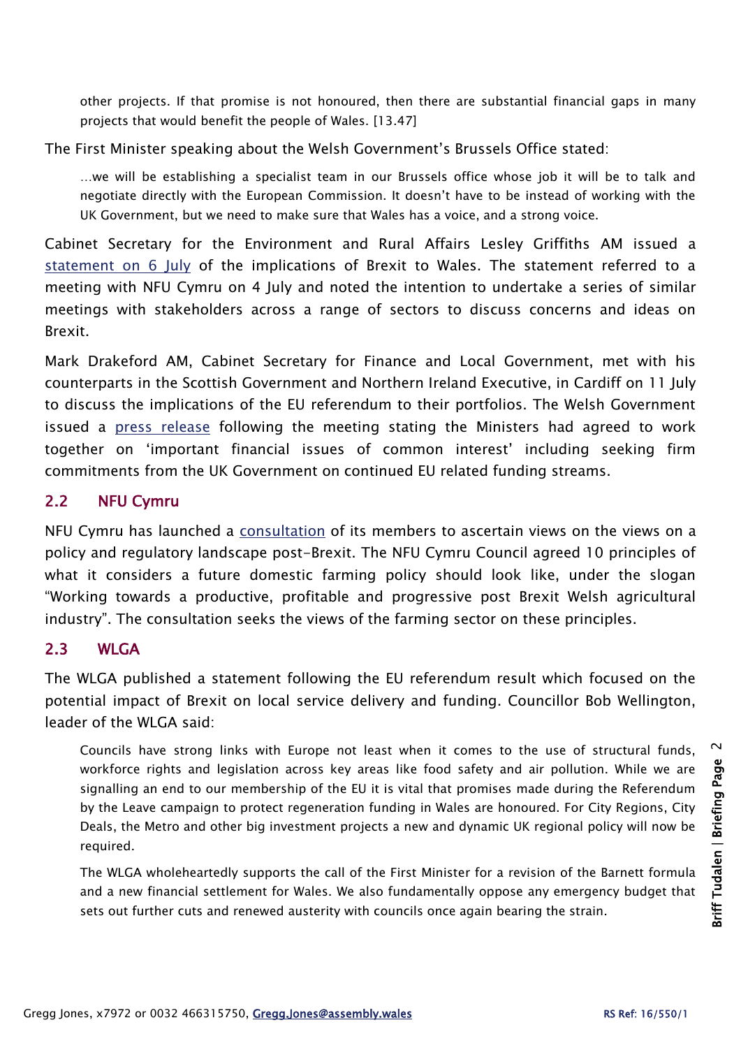> other projects. If that promise is not honoured, then there are substantial financial gaps in many projects that would benefit the people of Wales. [13.47]

The First Minister speaking about the Welsh Government's Brussels Office stated:

> …we will be establishing a specialist team in our Brussels office whose job it will be to talk and negotiate directly with the European Commission. It doesn't have to be instead of working with the UK Government, but we need to make sure that Wales has a voice, and a strong voice.

Cabinet Secretary for the Environment and Rural Affairs Lesley Griffiths AM issued a statement on 6 July of the implications of Brexit to Wales. The statement referred to a meeting with NFU Cymru on 4 July and noted the intention to undertake a series of similar meetings with stakeholders across a range of sectors to discuss concerns and ideas on Brexit.

Mark Drakeford AM, Cabinet Secretary for Finance and Local Government, met with his counterparts in the Scottish Government and Northern Ireland Executive, in Cardiff on 11 July to discuss the implications of the EU referendum to their portfolios. The Welsh Government issued a press release following the meeting stating the Ministers had agreed to work together on 'important financial issues of common interest' including seeking firm commitments from the UK Government on continued EU related funding streams.

## 2.2 NFU Cymru

NFU Cymru has launched a consultation of its members to ascertain views on the views on a policy and regulatory landscape post-Brexit. The NFU Cymru Council agreed 10 principles of what it considers a future domestic farming policy should look like, under the slogan "Working towards a productive, profitable and progressive post Brexit Welsh agricultural industry". The consultation seeks the views of the farming sector on these principles.

## 2.3 WLGA

The WLGA published a statement following the EU referendum result which focused on the potential impact of Brexit on local service delivery and funding. Councillor Bob Wellington, leader of the WLGA said:

> Councils have strong links with Europe not least when it comes to the use of structural funds, workforce rights and legislation across key areas like food safety and air pollution. While we are signalling an end to our membership of the EU it is vital that promises made during the Referendum by the Leave campaign to protect regeneration funding in Wales are honoured. For City Regions, City Deals, the Metro and other big investment projects a new and dynamic UK regional policy will now be required.
>
> The WLGA wholeheartedly supports the call of the First Minister for a revision of the Barnett formula and a new financial settlement for Wales. We also fundamentally oppose any emergency budget that sets out further cuts and renewed austerity with councils once again bearing the strain.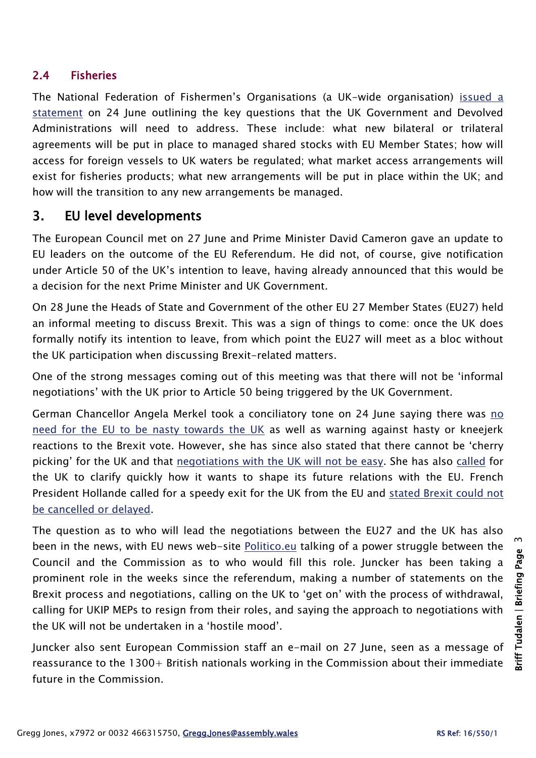### 2.4 Fisheries

The National Federation of Fishermen's Organisations (a UK-wide organisation) issued a statement on 24 June outlining the key questions that the UK Government and Devolved Administrations will need to address. These include: what new bilateral or trilateral agreements will be put in place to managed shared stocks with EU Member States; how will access for foreign vessels to UK waters be regulated; what market access arrangements will exist for fisheries products; what new arrangements will be put in place within the UK; and how will the transition to any new arrangements be managed.

## 3. EU level developments

The European Council met on 27 June and Prime Minister David Cameron gave an update to EU leaders on the outcome of the EU Referendum. He did not, of course, give notification under Article 50 of the UK's intention to leave, having already announced that this would be a decision for the next Prime Minister and UK Government.

On 28 June the Heads of State and Government of the other EU 27 Member States (EU27) held an informal meeting to discuss Brexit. This was a sign of things to come: once the UK does formally notify its intention to leave, from which point the EU27 will meet as a bloc without the UK participation when discussing Brexit-related matters.

One of the strong messages coming out of this meeting was that there will not be 'informal negotiations' with the UK prior to Article 50 being triggered by the UK Government.

German Chancellor Angela Merkel took a conciliatory tone on 24 June saying there was no need for the EU to be nasty towards the UK as well as warning against hasty or kneejerk reactions to the Brexit vote. However, she has since also stated that there cannot be 'cherry picking' for the UK and that negotiations with the UK will not be easy. She has also called for the UK to clarify quickly how it wants to shape its future relations with the EU. French President Hollande called for a speedy exit for the UK from the EU and stated Brexit could not be cancelled or delayed.

The question as to who will lead the negotiations between the EU27 and the UK has also been in the news, with EU news web-site Politico.eu talking of a power struggle between the Council and the Commission as to who would fill this role. Juncker has been taking a prominent role in the weeks since the referendum, making a number of statements on the Brexit process and negotiations, calling on the UK to 'get on' with the process of withdrawal, calling for UKIP MEPs to resign from their roles, and saying the approach to negotiations with the UK will not be undertaken in a 'hostile mood'.

Juncker also sent European Commission staff an e-mail on 27 June, seen as a message of reassurance to the 1300+ British nationals working in the Commission about their immediate future in the Commission.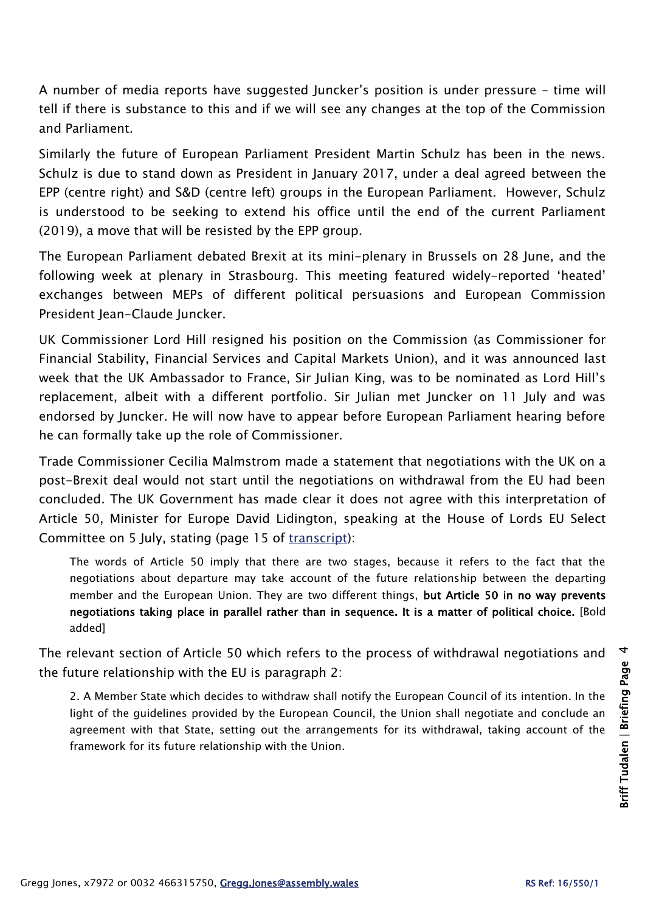A number of media reports have suggested Juncker's position is under pressure – time will tell if there is substance to this and if we will see any changes at the top of the Commission and Parliament.

Similarly the future of European Parliament President Martin Schulz has been in the news. Schulz is due to stand down as President in January 2017, under a deal agreed between the EPP (centre right) and S&D (centre left) groups in the European Parliament. However, Schulz is understood to be seeking to extend his office until the end of the current Parliament (2019), a move that will be resisted by the EPP group.

The European Parliament debated Brexit at its mini-plenary in Brussels on 28 June, and the following week at plenary in Strasbourg. This meeting featured widely-reported 'heated' exchanges between MEPs of different political persuasions and European Commission President Jean-Claude Juncker.

UK Commissioner Lord Hill resigned his position on the Commission (as Commissioner for Financial Stability, Financial Services and Capital Markets Union), and it was announced last week that the UK Ambassador to France, Sir Julian King, was to be nominated as Lord Hill's replacement, albeit with a different portfolio. Sir Julian met Juncker on 11 July and was endorsed by Juncker. He will now have to appear before European Parliament hearing before he can formally take up the role of Commissioner.

Trade Commissioner Cecilia Malmstrom made a statement that negotiations with the UK on a post-Brexit deal would not start until the negotiations on withdrawal from the EU had been concluded. The UK Government has made clear it does not agree with this interpretation of Article 50, Minister for Europe David Lidington, speaking at the House of Lords EU Select Committee on 5 July, stating (page 15 of transcript):

> The words of Article 50 imply that there are two stages, because it refers to the fact that the negotiations about departure may take account of the future relationship between the departing member and the European Union. They are two different things, **but Article 50 in no way prevents negotiations taking place in parallel rather than in sequence. It is a matter of political choice.** [Bold added]

The relevant section of Article 50 which refers to the process of withdrawal negotiations and the future relationship with the EU is paragraph 2:

> 2. A Member State which decides to withdraw shall notify the European Council of its intention. In the light of the guidelines provided by the European Council, the Union shall negotiate and conclude an agreement with that State, setting out the arrangements for its withdrawal, taking account of the framework for its future relationship with the Union.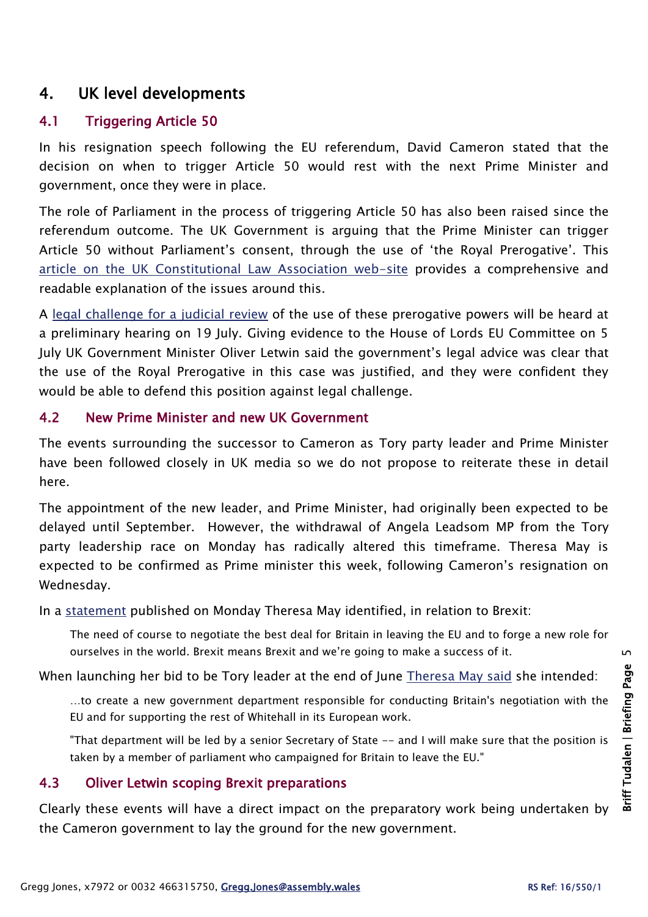## 4. UK level developments

### 4.1 Triggering Article 50

In his resignation speech following the EU referendum, David Cameron stated that the decision on when to trigger Article 50 would rest with the next Prime Minister and government, once they were in place.

The role of Parliament in the process of triggering Article 50 has also been raised since the referendum outcome. The UK Government is arguing that the Prime Minister can trigger Article 50 without Parliament's consent, through the use of 'the Royal Prerogative'. This article on the UK Constitutional Law Association web-site provides a comprehensive and readable explanation of the issues around this.

A legal challenge for a judicial review of the use of these prerogative powers will be heard at a preliminary hearing on 19 July. Giving evidence to the House of Lords EU Committee on 5 July UK Government Minister Oliver Letwin said the government's legal advice was clear that the use of the Royal Prerogative in this case was justified, and they were confident they would be able to defend this position against legal challenge.

### 4.2 New Prime Minister and new UK Government

The events surrounding the successor to Cameron as Tory party leader and Prime Minister have been followed closely in UK media so we do not propose to reiterate these in detail here.

The appointment of the new leader, and Prime Minister, had originally been expected to be delayed until September. However, the withdrawal of Angela Leadsom MP from the Tory party leadership race on Monday has radically altered this timeframe. Theresa May is expected to be confirmed as Prime minister this week, following Cameron's resignation on Wednesday.

In a statement published on Monday Theresa May identified, in relation to Brexit:

> The need of course to negotiate the best deal for Britain in leaving the EU and to forge a new role for ourselves in the world. Brexit means Brexit and we're going to make a success of it.

When launching her bid to be Tory leader at the end of June Theresa May said she intended:

> …to create a new government department responsible for conducting Britain's negotiation with the EU and for supporting the rest of Whitehall in its European work.
>
> "That department will be led by a senior Secretary of State -- and I will make sure that the position is taken by a member of parliament who campaigned for Britain to leave the EU."

### 4.3 Oliver Letwin scoping Brexit preparations

Clearly these events will have a direct impact on the preparatory work being undertaken by the Cameron government to lay the ground for the new government.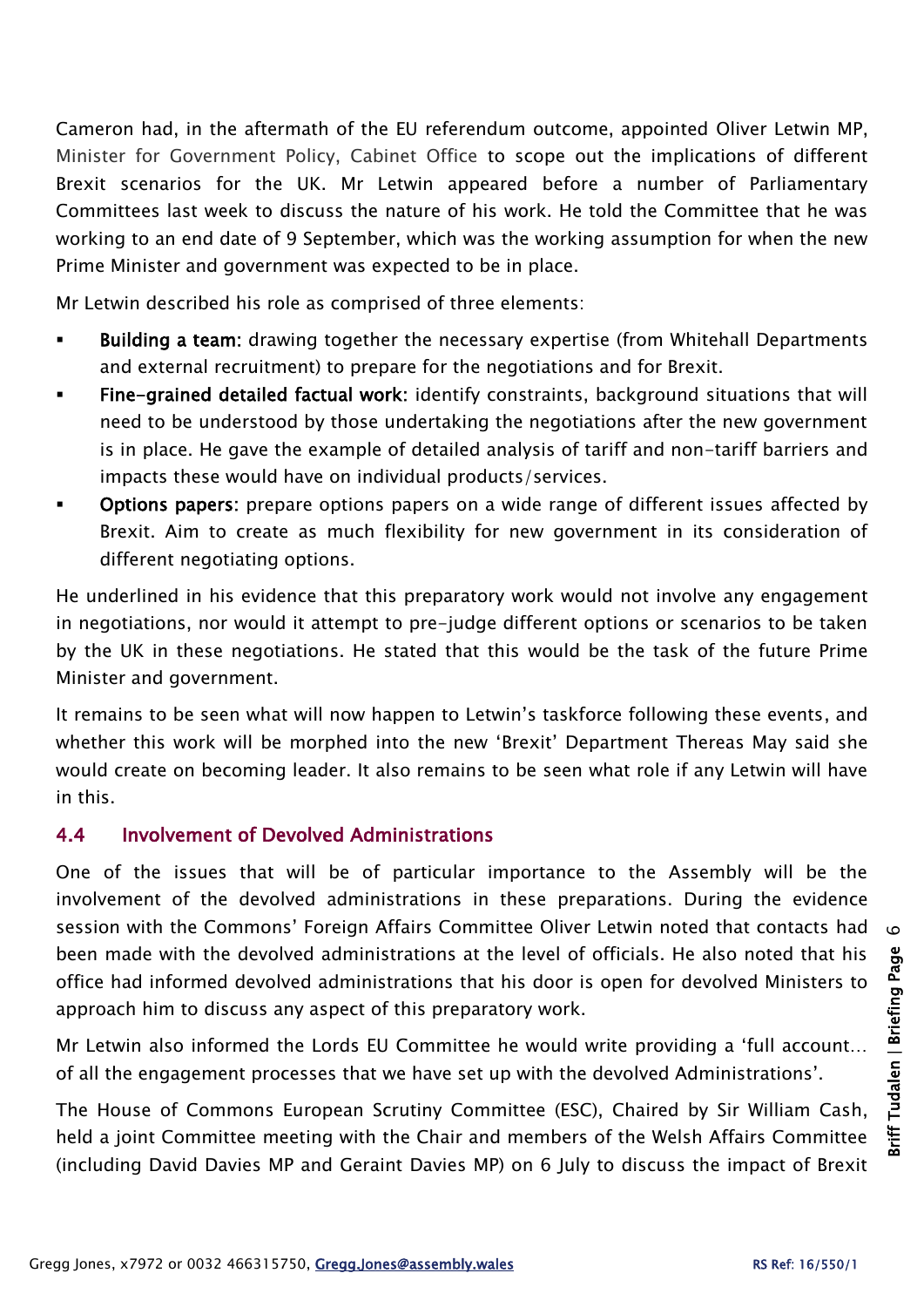Cameron had, in the aftermath of the EU referendum outcome, appointed Oliver Letwin MP, Minister for Government Policy, Cabinet Office to scope out the implications of different Brexit scenarios for the UK. Mr Letwin appeared before a number of Parliamentary Committees last week to discuss the nature of his work. He told the Committee that he was working to an end date of 9 September, which was the working assumption for when the new Prime Minister and government was expected to be in place.

Mr Letwin described his role as comprised of three elements:

- **Building a team:** drawing together the necessary expertise (from Whitehall Departments and external recruitment) to prepare for the negotiations and for Brexit.
- **Fine-grained detailed factual work:** identify constraints, background situations that will need to be understood by those undertaking the negotiations after the new government is in place. He gave the example of detailed analysis of tariff and non-tariff barriers and impacts these would have on individual products/services.
- **Options papers:** prepare options papers on a wide range of different issues affected by Brexit. Aim to create as much flexibility for new government in its consideration of different negotiating options.

He underlined in his evidence that this preparatory work would not involve any engagement in negotiations, nor would it attempt to pre-judge different options or scenarios to be taken by the UK in these negotiations. He stated that this would be the task of the future Prime Minister and government.

It remains to be seen what will now happen to Letwin's taskforce following these events, and whether this work will be morphed into the new 'Brexit' Department Thereas May said she would create on becoming leader. It also remains to be seen what role if any Letwin will have in this.

### 4.4 Involvement of Devolved Administrations

One of the issues that will be of particular importance to the Assembly will be the involvement of the devolved administrations in these preparations. During the evidence session with the Commons' Foreign Affairs Committee Oliver Letwin noted that contacts had been made with the devolved administrations at the level of officials. He also noted that his office had informed devolved administrations that his door is open for devolved Ministers to approach him to discuss any aspect of this preparatory work.

Mr Letwin also informed the Lords EU Committee he would write providing a 'full account… of all the engagement processes that we have set up with the devolved Administrations'.

The House of Commons European Scrutiny Committee (ESC), Chaired by Sir William Cash, held a joint Committee meeting with the Chair and members of the Welsh Affairs Committee (including David Davies MP and Geraint Davies MP) on 6 July to discuss the impact of Brexit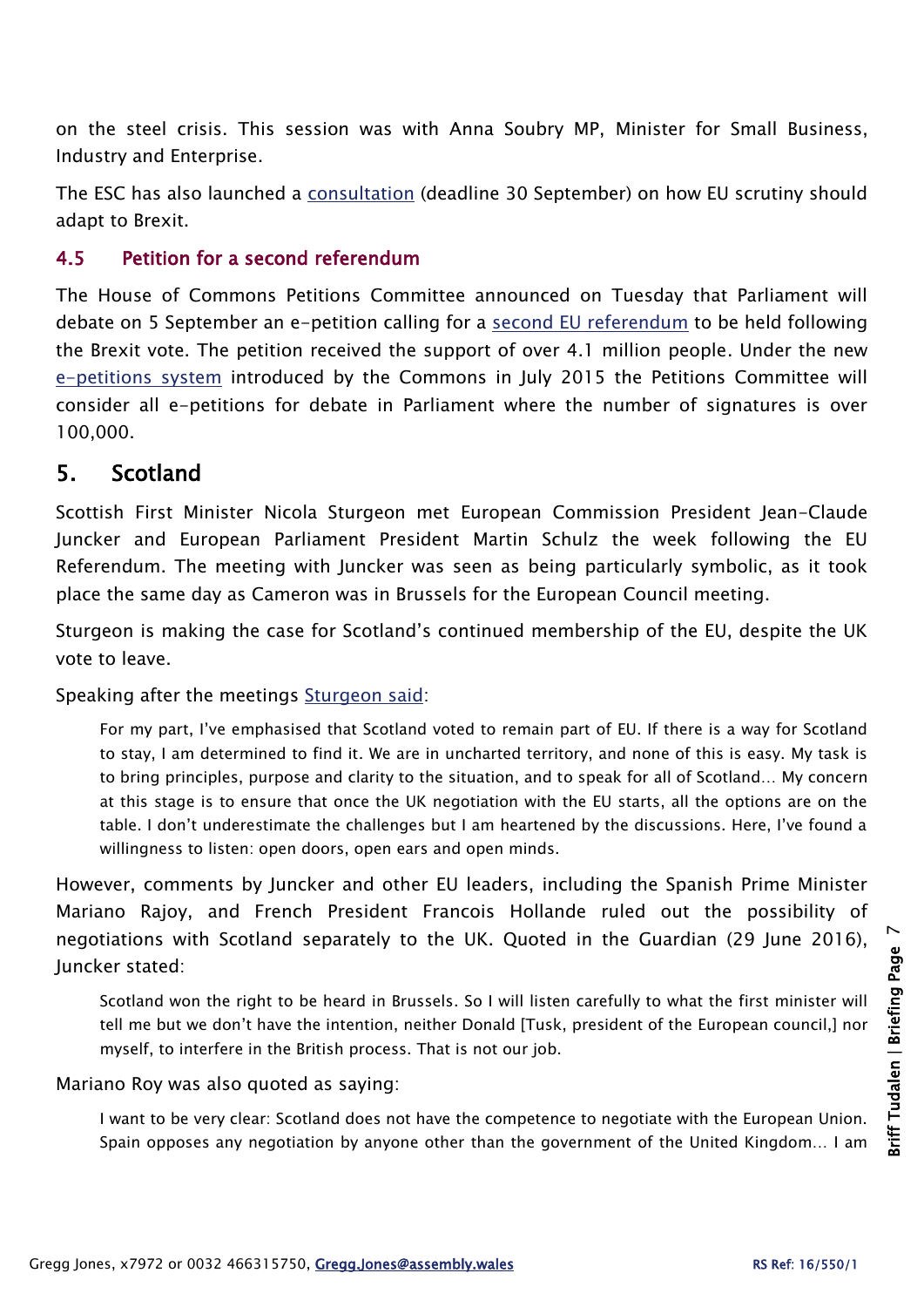on the steel crisis. This session was with Anna Soubry MP, Minister for Small Business, Industry and Enterprise.

The ESC has also launched a consultation (deadline 30 September) on how EU scrutiny should adapt to Brexit.

### 4.5 Petition for a second referendum

The House of Commons Petitions Committee announced on Tuesday that Parliament will debate on 5 September an e-petition calling for a second EU referendum to be held following the Brexit vote. The petition received the support of over 4.1 million people. Under the new e-petitions system introduced by the Commons in July 2015 the Petitions Committee will consider all e-petitions for debate in Parliament where the number of signatures is over 100,000.

## 5. Scotland

Scottish First Minister Nicola Sturgeon met European Commission President Jean-Claude Juncker and European Parliament President Martin Schulz the week following the EU Referendum. The meeting with Juncker was seen as being particularly symbolic, as it took place the same day as Cameron was in Brussels for the European Council meeting.

Sturgeon is making the case for Scotland's continued membership of the EU, despite the UK vote to leave.

Speaking after the meetings Sturgeon said:

> For my part, I've emphasised that Scotland voted to remain part of EU. If there is a way for Scotland to stay, I am determined to find it. We are in uncharted territory, and none of this is easy. My task is to bring principles, purpose and clarity to the situation, and to speak for all of Scotland… My concern at this stage is to ensure that once the UK negotiation with the EU starts, all the options are on the table. I don't underestimate the challenges but I am heartened by the discussions. Here, I've found a willingness to listen: open doors, open ears and open minds.

However, comments by Juncker and other EU leaders, including the Spanish Prime Minister Mariano Rajoy, and French President Francois Hollande ruled out the possibility of negotiations with Scotland separately to the UK. Quoted in the Guardian (29 June 2016), Juncker stated:

> Scotland won the right to be heard in Brussels. So I will listen carefully to what the first minister will tell me but we don't have the intention, neither Donald [Tusk, president of the European council,] nor myself, to interfere in the British process. That is not our job.

Mariano Roy was also quoted as saying:

> I want to be very clear: Scotland does not have the competence to negotiate with the European Union. Spain opposes any negotiation by anyone other than the government of the United Kingdom… I am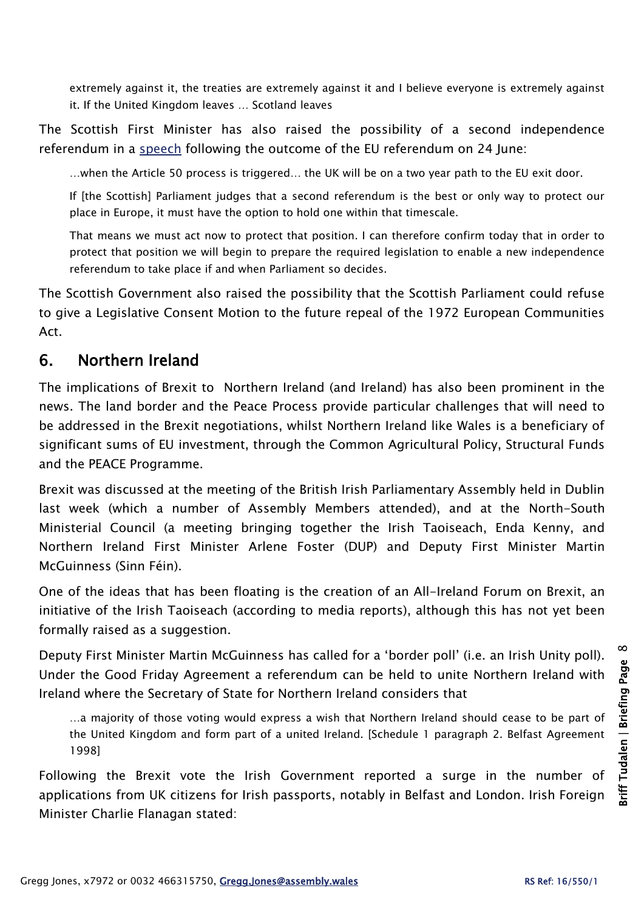> extremely against it, the treaties are extremely against it and I believe everyone is extremely against it. If the United Kingdom leaves … Scotland leaves

The Scottish First Minister has also raised the possibility of a second independence referendum in a speech following the outcome of the EU referendum on 24 June:

> …when the Article 50 process is triggered… the UK will be on a two year path to the EU exit door.
>
> If [the Scottish] Parliament judges that a second referendum is the best or only way to protect our place in Europe, it must have the option to hold one within that timescale.
>
> That means we must act now to protect that position. I can therefore confirm today that in order to protect that position we will begin to prepare the required legislation to enable a new independence referendum to take place if and when Parliament so decides.

The Scottish Government also raised the possibility that the Scottish Parliament could refuse to give a Legislative Consent Motion to the future repeal of the 1972 European Communities Act.

## 6. Northern Ireland

The implications of Brexit to Northern Ireland (and Ireland) has also been prominent in the news. The land border and the Peace Process provide particular challenges that will need to be addressed in the Brexit negotiations, whilst Northern Ireland like Wales is a beneficiary of significant sums of EU investment, through the Common Agricultural Policy, Structural Funds and the PEACE Programme.

Brexit was discussed at the meeting of the British Irish Parliamentary Assembly held in Dublin last week (which a number of Assembly Members attended), and at the North-South Ministerial Council (a meeting bringing together the Irish Taoiseach, Enda Kenny, and Northern Ireland First Minister Arlene Foster (DUP) and Deputy First Minister Martin McGuinness (Sinn Féin).

One of the ideas that has been floating is the creation of an All-Ireland Forum on Brexit, an initiative of the Irish Taoiseach (according to media reports), although this has not yet been formally raised as a suggestion.

Deputy First Minister Martin McGuinness has called for a 'border poll' (i.e. an Irish Unity poll). Under the Good Friday Agreement a referendum can be held to unite Northern Ireland with Ireland where the Secretary of State for Northern Ireland considers that

> …a majority of those voting would express a wish that Northern Ireland should cease to be part of the United Kingdom and form part of a united Ireland. [Schedule 1 paragraph 2. Belfast Agreement 1998]

Following the Brexit vote the Irish Government reported a surge in the number of applications from UK citizens for Irish passports, notably in Belfast and London. Irish Foreign Minister Charlie Flanagan stated: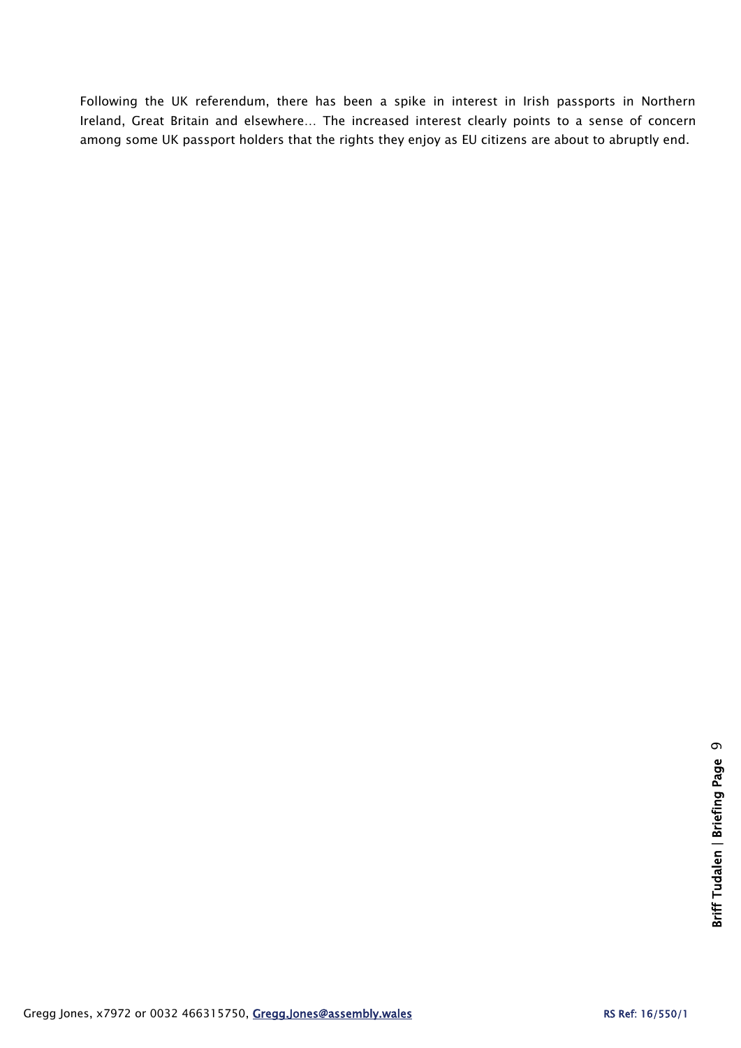Following the UK referendum, there has been a spike in interest in Irish passports in Northern Ireland, Great Britain and elsewhere… The increased interest clearly points to a sense of concern among some UK passport holders that the rights they enjoy as EU citizens are about to abruptly end.